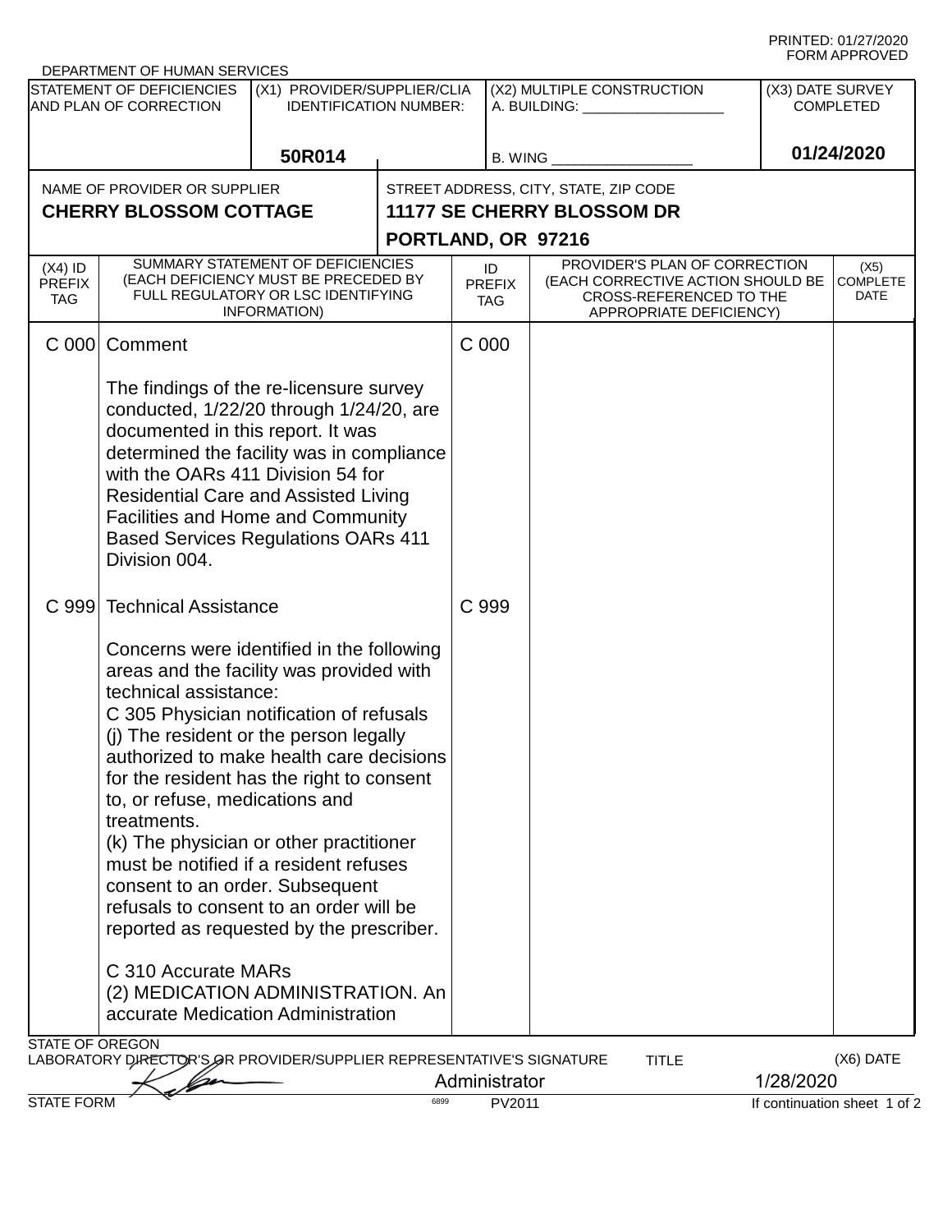DEPARTMENT OF HUMAN SERVICES

| STATEMENT OF DEFICIENCIES AND PLAN OF CORRECTION | (X1) PROVIDER/SUPPLIER/CLIA IDENTIFICATION NUMBER: | (X2) MULTIPLE CONSTRUCTION | (X3) DATE SURVEY COMPLETED |
|---|---|---|---|
| | 50R014 | A. BUILDING: __________ B. WING __________ | 01/24/2020 |

| NAME OF PROVIDER OR SUPPLIER | STREET ADDRESS, CITY, STATE, ZIP CODE |
|---|---|
| **CHERRY BLOSSOM COTTAGE** | **11177 SE CHERRY BLOSSOM DR PORTLAND, OR 97216** |

| (X4) ID PREFIX TAG | SUMMARY STATEMENT OF DEFICIENCIES (EACH DEFICIENCY MUST BE PRECEDED BY FULL REGULATORY OR LSC IDENTIFYING INFORMATION) | ID PREFIX TAG | PROVIDER'S PLAN OF CORRECTION (EACH CORRECTIVE ACTION SHOULD BE CROSS-REFERENCED TO THE APPROPRIATE DEFICIENCY) | (X5) COMPLETE DATE |
|---|---|---|---|---|
| C 000 | Comment<br><br>The findings of the re-licensure survey conducted, 1/22/20 through 1/24/20, are documented in this report. It was determined the facility was in compliance with the OARs 411 Division 54 for Residential Care and Assisted Living Facilities and Home and Community Based Services Regulations OARs 411 Division 004. | C 000 | | |
| C 999 | Technical Assistance<br><br>Concerns were identified in the following areas and the facility was provided with technical assistance:<br>C 305 Physician notification of refusals<br>(j) The resident or the person legally authorized to make health care decisions for the resident has the right to consent to, or refuse, medications and treatments.<br>(k) The physician or other practitioner must be notified if a resident refuses consent to an order. Subsequent refusals to consent to an order will be reported as requested by the prescriber.<br><br>C 310 Accurate MARs<br>(2) MEDICATION ADMINISTRATION. An accurate Medication Administration | C 999 | | |

STATE OF OREGON

LABORATORY DIRECTOR'S OR PROVIDER/SUPPLIER REPRESENTATIVE'S SIGNATURE: [signature] TITLE: Administrator (X6) DATE: 1/28/2020

STATE FORM 6899 PV2011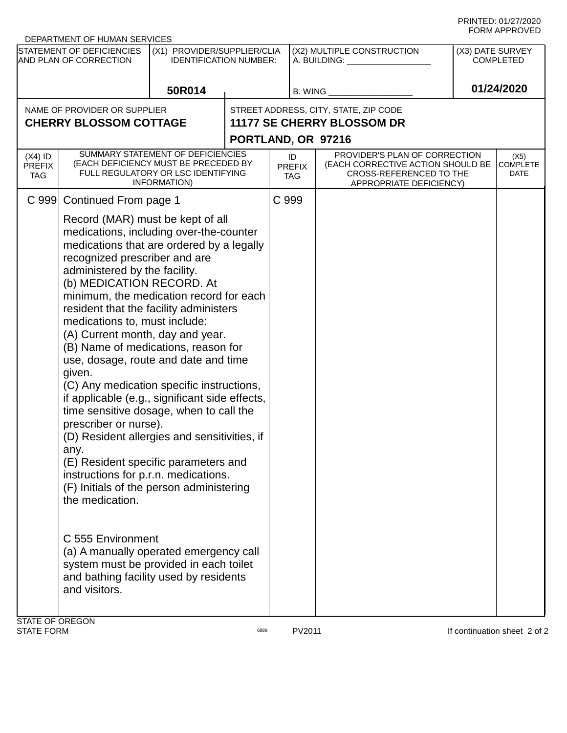PRINTED: 01/27/2020
FORM APPROVED

DEPARTMENT OF HUMAN SERVICES

| STATEMENT OF DEFICIENCIES AND PLAN OF CORRECTION | (X1) PROVIDER/SUPPLIER/CLIA IDENTIFICATION NUMBER: | (X2) MULTIPLE CONSTRUCTION | (X3) DATE SURVEY COMPLETED |
|---|---|---|---|
| | 50R014 | A. BUILDING: __________ B. WING __________ | 01/24/2020 |

| NAME OF PROVIDER OR SUPPLIER | STREET ADDRESS, CITY, STATE, ZIP CODE |
|---|---|
| **CHERRY BLOSSOM COTTAGE** | **11177 SE CHERRY BLOSSOM DR PORTLAND, OR 97216** |

| (X4) ID PREFIX TAG | SUMMARY STATEMENT OF DEFICIENCIES (EACH DEFICIENCY MUST BE PRECEDED BY FULL REGULATORY OR LSC IDENTIFYING INFORMATION) | ID PREFIX TAG | PROVIDER'S PLAN OF CORRECTION (EACH CORRECTIVE ACTION SHOULD BE CROSS-REFERENCED TO THE APPROPRIATE DEFICIENCY) | (X5) COMPLETE DATE |
|---|---|---|---|---|
| C 999 | Continued From page 1<br><br>Record (MAR) must be kept of all medications, including over-the-counter medications that are ordered by a legally recognized prescriber and are administered by the facility.<br>(b) MEDICATION RECORD. At minimum, the medication record for each resident that the facility administers medications to, must include:<br>(A) Current month, day and year.<br>(B) Name of medications, reason for use, dosage, route and date and time given.<br>(C) Any medication specific instructions, if applicable (e.g., significant side effects, time sensitive dosage, when to call the prescriber or nurse).<br>(D) Resident allergies and sensitivities, if any.<br>(E) Resident specific parameters and instructions for p.r.n. medications.<br>(F) Initials of the person administering the medication.<br><br>C 555 Environment<br>(a) A manually operated emergency call system must be provided in each toilet and bathing facility used by residents and visitors. | C 999 | | |

STATE OF OREGON
STATE FORM 6899 PV2011